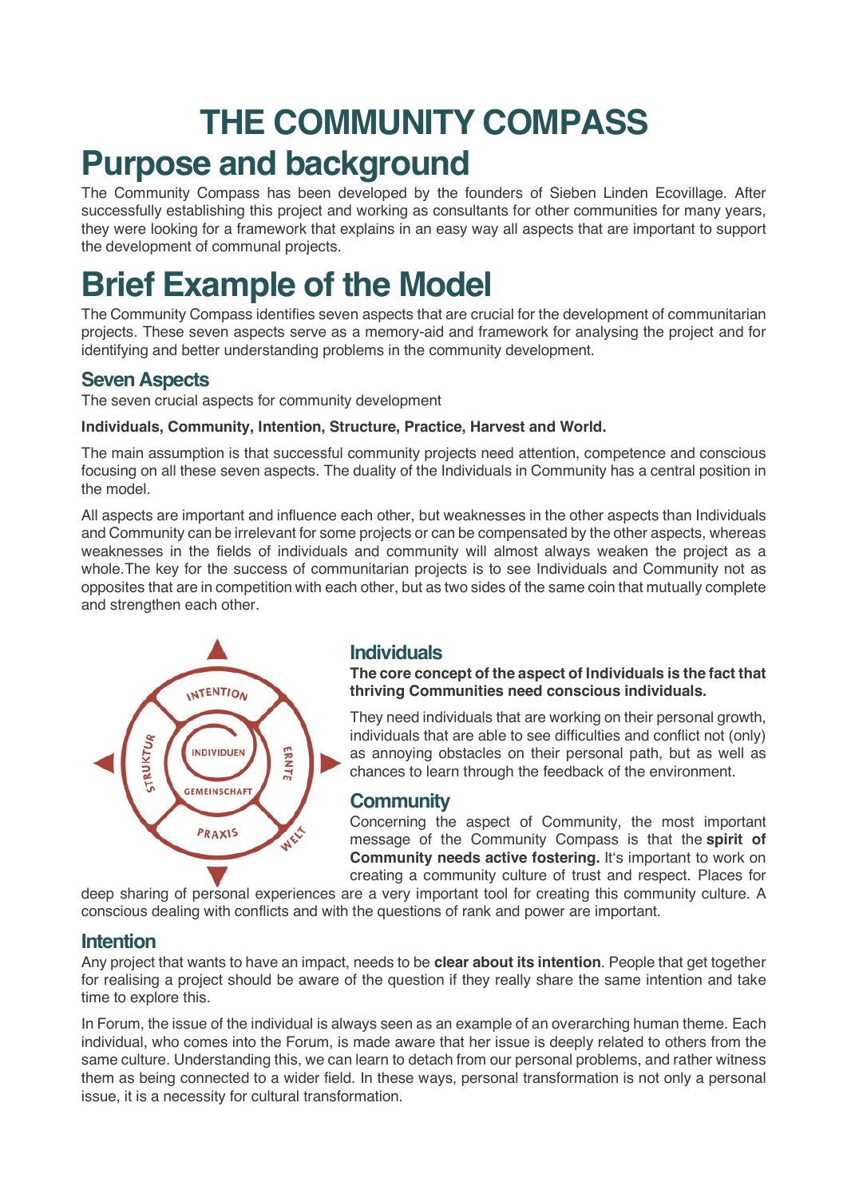# THE COMMUNITY COMPASS

# Purpose and background

The Community Compass has been developed by the founders of Sieben Linden Ecovillage. After successfully establishing this project and working as consultants for other communities for many years, they were looking for a framework that explains in an easy way all aspects that are important to support the development of communal projects.

# Brief Example of the Model

The Community Compass identifies seven aspects that are crucial for the development of communitarian projects. These seven aspects serve as a memory-aid and framework for analysing the project and for identifying and better understanding problems in the community development.

### Seven Aspects

The seven crucial aspects for community development

**Individuals, Community, Intention, Structure, Practice, Harvest and World.**

The main assumption is that successful community projects need attention, competence and conscious focusing on all these seven aspects. The duality of the Individuals in Community has a central position in the model.

All aspects are important and influence each other, but weaknesses in the other aspects than Individuals and Community can be irrelevant for some projects or can be compensated by the other aspects, whereas weaknesses in the fields of individuals and community will almost always weaken the project as a whole.The key for the success of communitarian projects is to see Individuals and Community not as opposites that are in competition with each other, but as two sides of the same coin that mutually complete and strengthen each other.

### Individuals

**The core concept of the aspect of Individuals is the fact that thriving Communities need conscious individuals.**

They need individuals that are working on their personal growth, individuals that are able to see difficulties and conflict not (only) as annoying obstacles on their personal path, but as well as chances to learn through the feedback of the environment.

### Community

Concerning the aspect of Community, the most important message of the Community Compass is that the **spirit of Community needs active fostering.** It's important to work on creating a community culture of trust and respect. Places for deep sharing of personal experiences are a very important tool for creating this community culture. A conscious dealing with conflicts and with the questions of rank and power are important.

### Intention

Any project that wants to have an impact, needs to be **clear about its intention**. People that get together for realising a project should be aware of the question if they really share the same intention and take time to explore this.

In Forum, the issue of the individual is always seen as an example of an overarching human theme. Each individual, who comes into the Forum, is made aware that her issue is deeply related to others from the same culture. Understanding this, we can learn to detach from our personal problems, and rather witness them as being connected to a wider field. In these ways, personal transformation is not only a personal issue, it is a necessity for cultural transformation.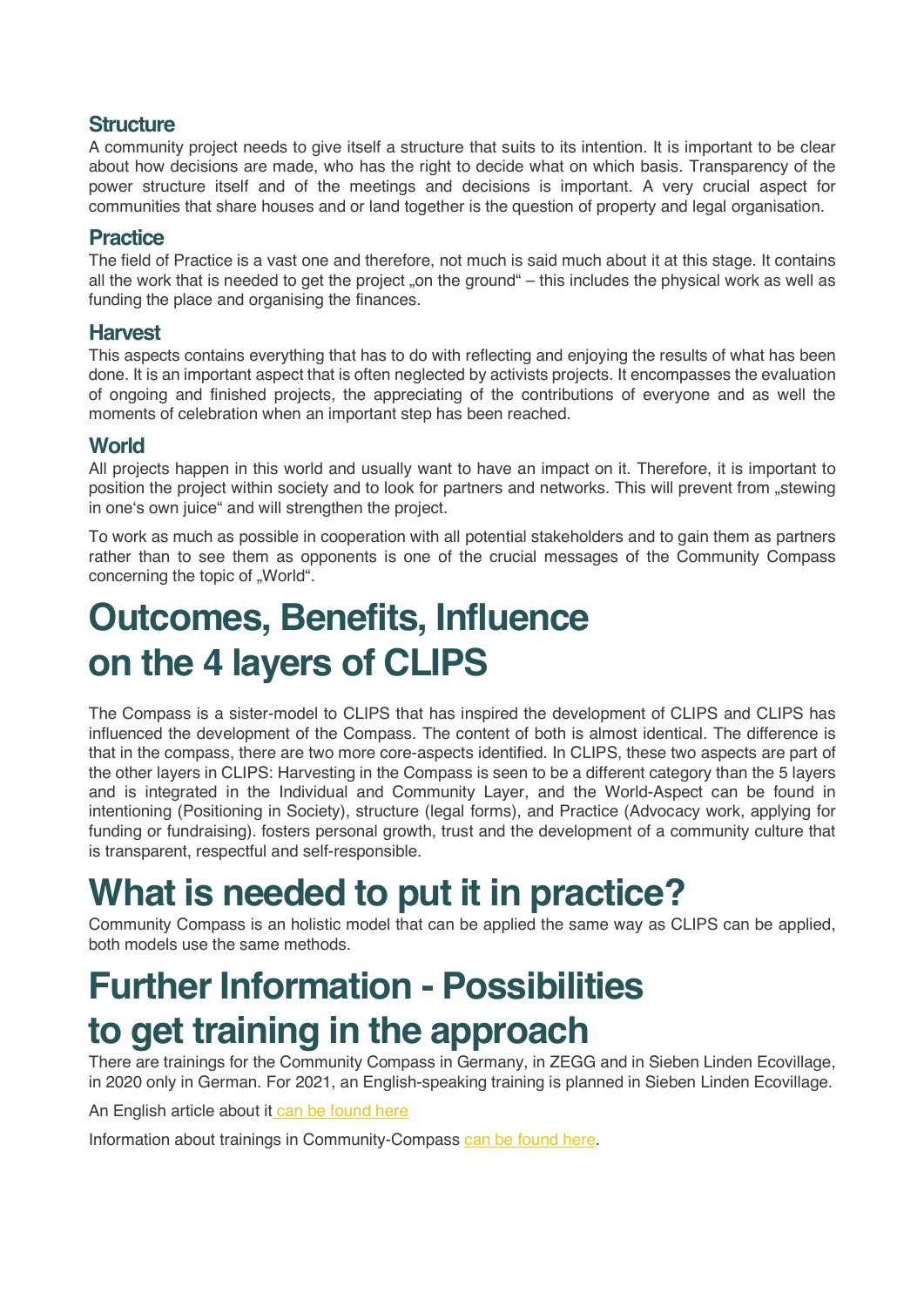### Structure

A community project needs to give itself a structure that suits to its intention. It is important to be clear about how decisions are made, who has the right to decide what on which basis. Transparency of the power structure itself and of the meetings and decisions is important. A very crucial aspect for communities that share houses and or land together is the question of property and legal organisation.

### Practice

The field of Practice is a vast one and therefore, not much is said much about it at this stage. It contains all the work that is needed to get the project „on the ground" – this includes the physical work as well as funding the place and organising the finances.

### Harvest

This aspects contains everything that has to do with reflecting and enjoying the results of what has been done. It is an important aspect that is often neglected by activists projects. It encompasses the evaluation of ongoing and finished projects, the appreciating of the contributions of everyone and as well the moments of celebration when an important step has been reached.

### World

All projects happen in this world and usually want to have an impact on it. Therefore, it is important to position the project within society and to look for partners and networks. This will prevent from „stewing in one's own juice" and will strengthen the project.

To work as much as possible in cooperation with all potential stakeholders and to gain them as partners rather than to see them as opponents is one of the crucial messages of the Community Compass concerning the topic of „World".

# Outcomes, Benefits, Influence on the 4 layers of CLIPS

The Compass is a sister-model to CLIPS that has inspired the development of CLIPS and CLIPS has influenced the development of the Compass. The content of both is almost identical. The difference is that in the compass, there are two more core-aspects identified. In CLIPS, these two aspects are part of the other layers in CLIPS: Harvesting in the Compass is seen to be a different category than the 5 layers and is integrated in the Individual and Community Layer, and the World-Aspect can be found in intentioning (Positioning in Society), structure (legal forms), and Practice (Advocacy work, applying for funding or fundraising). fosters personal growth, trust and the development of a community culture that is transparent, respectful and self-responsible.

# What is needed to put it in practice?

Community Compass is an holistic model that can be applied the same way as CLIPS can be applied, both models use the same methods.

# Further Information - Possibilities to get training in the approach

There are trainings for the Community Compass in Germany, in ZEGG and in Sieben Linden Ecovillage, in 2020 only in German. For 2021, an English-speaking training is planned in Sieben Linden Ecovillage.

An English article about it can be found here

Information about trainings in Community-Compass can be found here.